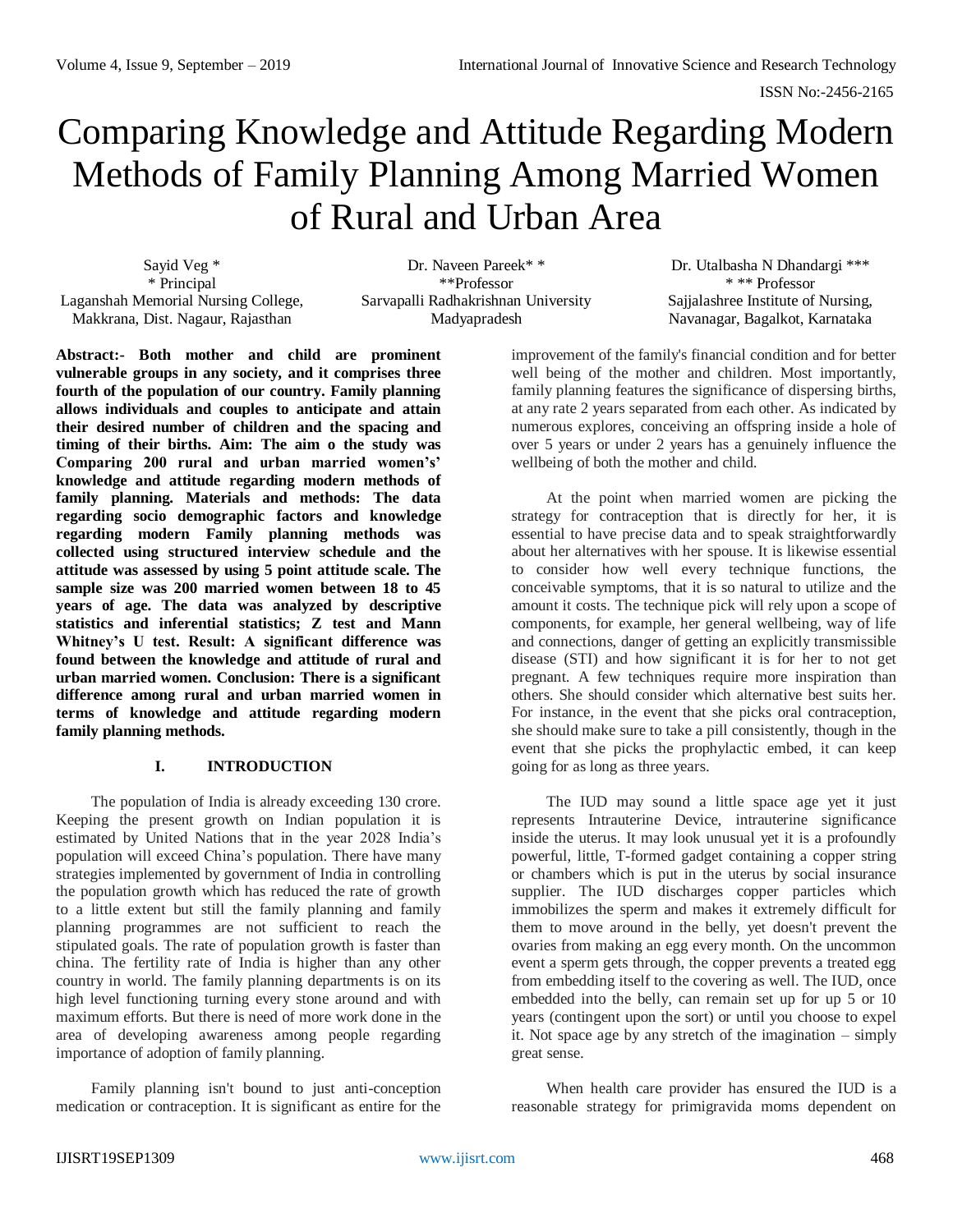# Comparing Knowledge and Attitude Regarding Modern Methods of Family Planning Among Married Women of Rural and Urban Area

Sayid Veg *
* Principal
Laganshah Memorial Nursing College,
Makkrana, Dist. Nagaur, Rajasthan

Dr. Naveen Pareek* *
**Professor
Sarvapalli Radhakrishnan University
Madyapradesh

Dr. Utalbasha N Dhandargi ***
* ** Professor
Sajjalashree Institute of Nursing,
Navanagar, Bagalkot, Karnataka

**Abstract:- Both mother and child are prominent vulnerable groups in any society, and it comprises three fourth of the population of our country. Family planning allows individuals and couples to anticipate and attain their desired number of children and the spacing and timing of their births. Aim: The aim o the study was Comparing 200 rural and urban married women's' knowledge and attitude regarding modern methods of family planning. Materials and methods: The data regarding socio demographic factors and knowledge regarding modern Family planning methods was collected using structured interview schedule and the attitude was assessed by using 5 point attitude scale. The sample size was 200 married women between 18 to 45 years of age. The data was analyzed by descriptive statistics and inferential statistics; Z test and Mann Whitney's U test. Result: A significant difference was found between the knowledge and attitude of rural and urban married women. Conclusion: There is a significant difference among rural and urban married women in terms of knowledge and attitude regarding modern family planning methods.**

## I. INTRODUCTION

The population of India is already exceeding 130 crore. Keeping the present growth on Indian population it is estimated by United Nations that in the year 2028 India's population will exceed China's population. There have many strategies implemented by government of India in controlling the population growth which has reduced the rate of growth to a little extent but still the family planning and family planning programmes are not sufficient to reach the stipulated goals. The rate of population growth is faster than china. The fertility rate of India is higher than any other country in world. The family planning departments is on its high level functioning turning every stone around and with maximum efforts. But there is need of more work done in the area of developing awareness among people regarding importance of adoption of family planning.

Family planning isn't bound to just anti-conception medication or contraception. It is significant as entire for the improvement of the family's financial condition and for better well being of the mother and children. Most importantly, family planning features the significance of dispersing births, at any rate 2 years separated from each other. As indicated by numerous explores, conceiving an offspring inside a hole of over 5 years or under 2 years has a genuinely influence the wellbeing of both the mother and child.

At the point when married women are picking the strategy for contraception that is directly for her, it is essential to have precise data and to speak straightforwardly about her alternatives with her spouse. It is likewise essential to consider how well every technique functions, the conceivable symptoms, that it is so natural to utilize and the amount it costs. The technique pick will rely upon a scope of components, for example, her general wellbeing, way of life and connections, danger of getting an explicitly transmissible disease (STI) and how significant it is for her to not get pregnant. A few techniques require more inspiration than others. She should consider which alternative best suits her. For instance, in the event that she picks oral contraception, she should make sure to take a pill consistently, though in the event that she picks the prophylactic embed, it can keep going for as long as three years.

The IUD may sound a little space age yet it just represents Intrauterine Device, intrauterine significance inside the uterus. It may look unusual yet it is a profoundly powerful, little, T-formed gadget containing a copper string or chambers which is put in the uterus by social insurance supplier. The IUD discharges copper particles which immobilizes the sperm and makes it extremely difficult for them to move around in the belly, yet doesn't prevent the ovaries from making an egg every month. On the uncommon event a sperm gets through, the copper prevents a treated egg from embedding itself to the covering as well. The IUD, once embedded into the belly, can remain set up for up 5 or 10 years (contingent upon the sort) or until you choose to expel it. Not space age by any stretch of the imagination – simply great sense.

When health care provider has ensured the IUD is a reasonable strategy for primigravida moms dependent on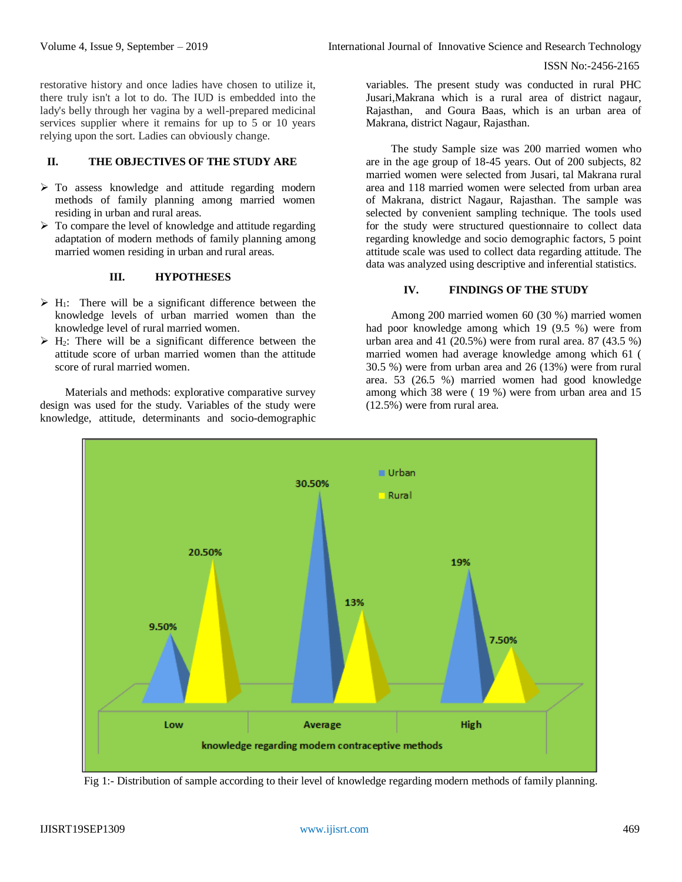restorative history and once ladies have chosen to utilize it, there truly isn't a lot to do. The IUD is embedded into the lady's belly through her vagina by a well-prepared medicinal services supplier where it remains for up to 5 or 10 years relying upon the sort. Ladies can obviously change.

## II. THE OBJECTIVES OF THE STUDY ARE

- To assess knowledge and attitude regarding modern methods of family planning among married women residing in urban and rural areas.
- To compare the level of knowledge and attitude regarding adaptation of modern methods of family planning among married women residing in urban and rural areas.

## III. HYPOTHESES

- $H_1$: There will be a significant difference between the knowledge levels of urban married women than the knowledge level of rural married women.
- $H_2$: There will be a significant difference between the attitude score of urban married women than the attitude score of rural married women.

Materials and methods: explorative comparative survey design was used for the study. Variables of the study were knowledge, attitude, determinants and socio-demographic variables. The present study was conducted in rural PHC Jusari,Makrana which is a rural area of district nagaur, Rajasthan, and Goura Baas, which is an urban area of Makrana, district Nagaur, Rajasthan.

The study Sample size was 200 married women who are in the age group of 18-45 years. Out of 200 subjects, 82 married women were selected from Jusari, tal Makrana rural area and 118 married women were selected from urban area of Makrana, district Nagaur, Rajasthan. The sample was selected by convenient sampling technique. The tools used for the study were structured questionnaire to collect data regarding knowledge and socio demographic factors, 5 point attitude scale was used to collect data regarding attitude. The data was analyzed using descriptive and inferential statistics.

## IV. FINDINGS OF THE STUDY

Among 200 married women 60 (30 %) married women had poor knowledge among which 19 (9.5 %) were from urban area and 41 (20.5%) were from rural area. 87 (43.5 %) married women had average knowledge among which 61 ( 30.5 %) were from urban area and 26 (13%) were from rural area. 53 (26.5 %) married women had good knowledge among which 38 were ( 19 %) were from urban area and 15 (12.5%) were from rural area.

Fig 1:- Distribution of sample according to their level of knowledge regarding modern methods of family planning.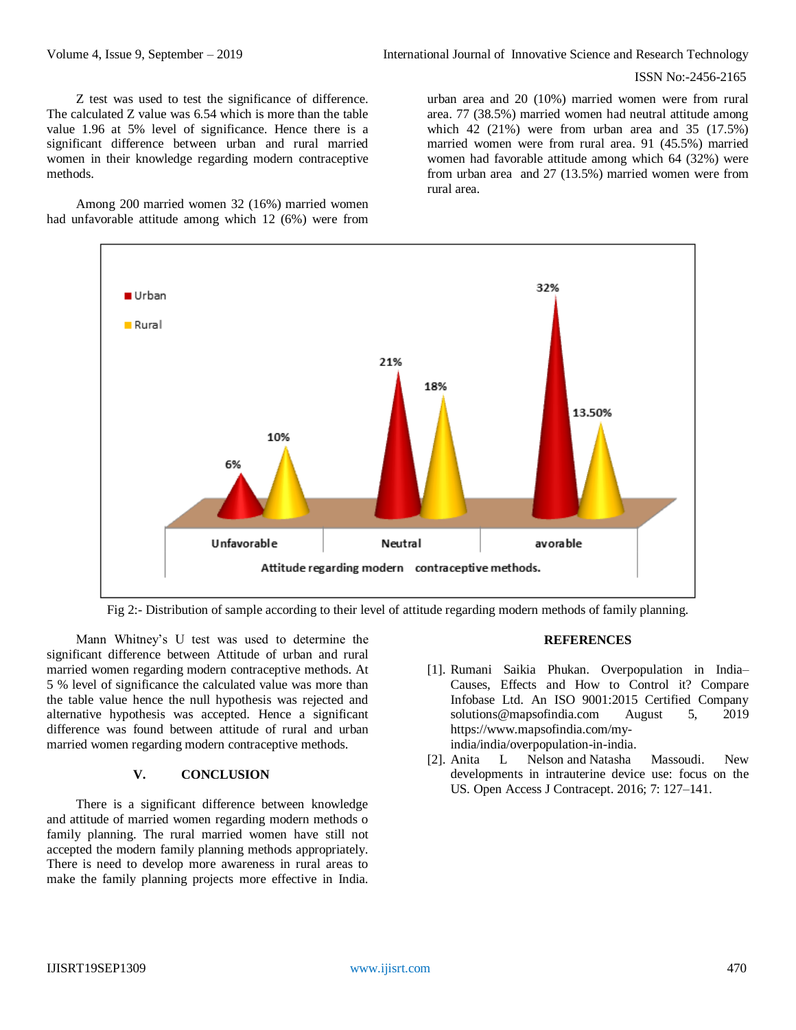Z test was used to test the significance of difference. The calculated Z value was 6.54 which is more than the table value 1.96 at 5% level of significance. Hence there is a significant difference between urban and rural married women in their knowledge regarding modern contraceptive methods.

Among 200 married women 32 (16%) married women had unfavorable attitude among which 12 (6%) were from urban area and 20 (10%) married women were from rural area. 77 (38.5%) married women had neutral attitude among which 42 (21%) were from urban area and 35 (17.5%) married women were from rural area. 91 (45.5%) married women had favorable attitude among which 64 (32%) were from urban area and 27 (13.5%) married women were from rural area.

Urban

Rural

6%

10%

21%

18%

32%

13.50%

Unfavorable

Neutral

avorable

Attitude regarding modern contraceptive methods.

Fig 2:- Distribution of sample according to their level of attitude regarding modern methods of family planning.

Mann Whitney's U test was used to determine the significant difference between Attitude of urban and rural married women regarding modern contraceptive methods. At 5 % level of significance the calculated value was more than the table value hence the null hypothesis was rejected and alternative hypothesis was accepted. Hence a significant difference was found between attitude of rural and urban married women regarding modern contraceptive methods.

## V. CONCLUSION

There is a significant difference between knowledge and attitude of married women regarding modern methods o family planning. The rural married women have still not accepted the modern family planning methods appropriately. There is need to develop more awareness in rural areas to make the family planning projects more effective in India.

## REFERENCES

[1]. Rumani Saikia Phukan. Overpopulation in India– Causes, Effects and How to Control it? Compare Infobase Ltd. An ISO 9001:2015 Certified Company solutions@mapsofindia.com August 5, 2019 https://www.mapsofindia.com/my-india/india/overpopulation-in-india.

[2]. Anita L Nelson and Natasha Massoudi. New developments in intrauterine device use: focus on the US. Open Access J Contracept. 2016; 7: 127–141.